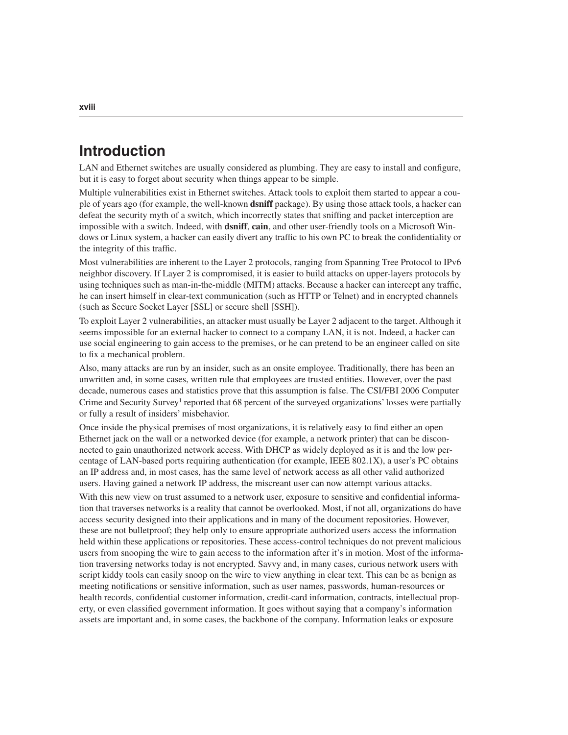# Introduction

LAN and Ethernet switches are usually considered as plumbing. They are easy to install and configure, but it is easy to forget about security when things appear to be simple.

Multiple vulnerabilities exist in Ethernet switches. Attack tools to exploit them started to appear a couple of years ago (for example, the well-known **dsniff** package). By using those attack tools, a hacker can defeat the security myth of a switch, which incorrectly states that sniffing and packet interception are impossible with a switch. Indeed, with **dsniff**, **cain**, and other user-friendly tools on a Microsoft Windows or Linux system, a hacker can easily divert any traffic to his own PC to break the confidentiality or the integrity of this traffic.

Most vulnerabilities are inherent to the Layer 2 protocols, ranging from Spanning Tree Protocol to IPv6 neighbor discovery. If Layer 2 is compromised, it is easier to build attacks on upper-layers protocols by using techniques such as man-in-the-middle (MITM) attacks. Because a hacker can intercept any traffic, he can insert himself in clear-text communication (such as HTTP or Telnet) and in encrypted channels (such as Secure Socket Layer [SSL] or secure shell [SSH]).

To exploit Layer 2 vulnerabilities, an attacker must usually be Layer 2 adjacent to the target. Although it seems impossible for an external hacker to connect to a company LAN, it is not. Indeed, a hacker can use social engineering to gain access to the premises, or he can pretend to be an engineer called on site to fix a mechanical problem.

Also, many attacks are run by an insider, such as an onsite employee. Traditionally, there has been an unwritten and, in some cases, written rule that employees are trusted entities. However, over the past decade, numerous cases and statistics prove that this assumption is false. The CSI/FBI 2006 Computer Crime and Security Survey[1] reported that 68 percent of the surveyed organizations' losses were partially or fully a result of insiders' misbehavior.

Once inside the physical premises of most organizations, it is relatively easy to find either an open Ethernet jack on the wall or a networked device (for example, a network printer) that can be disconnected to gain unauthorized network access. With DHCP as widely deployed as it is and the low percentage of LAN-based ports requiring authentication (for example, IEEE 802.1X), a user's PC obtains an IP address and, in most cases, has the same level of network access as all other valid authorized users. Having gained a network IP address, the miscreant user can now attempt various attacks.

With this new view on trust assumed to a network user, exposure to sensitive and confidential information that traverses networks is a reality that cannot be overlooked. Most, if not all, organizations do have access security designed into their applications and in many of the document repositories. However, these are not bulletproof; they help only to ensure appropriate authorized users access the information held within these applications or repositories. These access-control techniques do not prevent malicious users from snooping the wire to gain access to the information after it's in motion. Most of the information traversing networks today is not encrypted. Savvy and, in many cases, curious network users with script kiddy tools can easily snoop on the wire to view anything in clear text. This can be as benign as meeting notifications or sensitive information, such as user names, passwords, human-resources or health records, confidential customer information, credit-card information, contracts, intellectual property, or even classified government information. It goes without saying that a company's information assets are important and, in some cases, the backbone of the company. Information leaks or exposure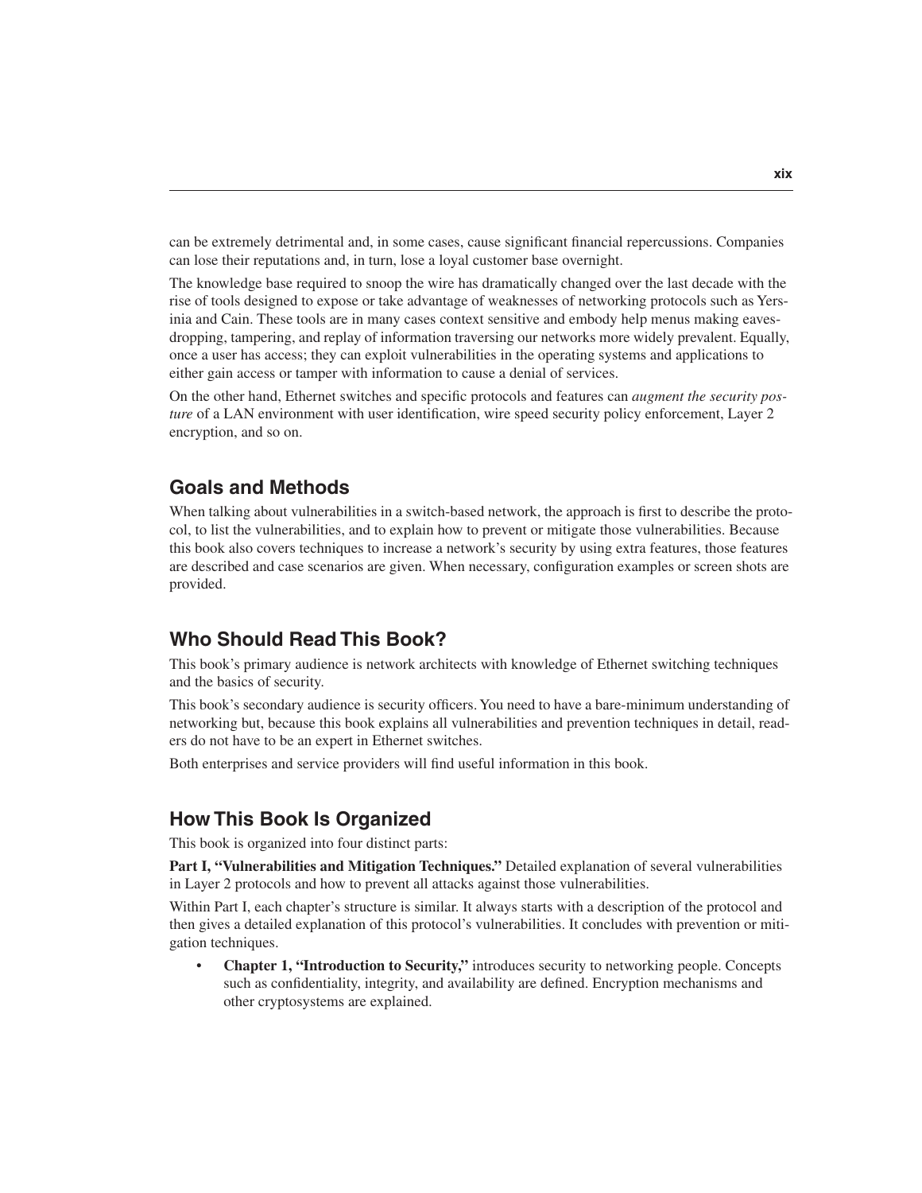can be extremely detrimental and, in some cases, cause significant financial repercussions. Companies can lose their reputations and, in turn, lose a loyal customer base overnight.

The knowledge base required to snoop the wire has dramatically changed over the last decade with the rise of tools designed to expose or take advantage of weaknesses of networking protocols such as Yersinia and Cain. These tools are in many cases context sensitive and embody help menus making eavesdropping, tampering, and replay of information traversing our networks more widely prevalent. Equally, once a user has access; they can exploit vulnerabilities in the operating systems and applications to either gain access or tamper with information to cause a denial of services.

On the other hand, Ethernet switches and specific protocols and features can *augment the security posture* of a LAN environment with user identification, wire speed security policy enforcement, Layer 2 encryption, and so on.

## Goals and Methods

When talking about vulnerabilities in a switch-based network, the approach is first to describe the protocol, to list the vulnerabilities, and to explain how to prevent or mitigate those vulnerabilities. Because this book also covers techniques to increase a network's security by using extra features, those features are described and case scenarios are given. When necessary, configuration examples or screen shots are provided.

## Who Should Read This Book?

This book's primary audience is network architects with knowledge of Ethernet switching techniques and the basics of security.

This book's secondary audience is security officers. You need to have a bare-minimum understanding of networking but, because this book explains all vulnerabilities and prevention techniques in detail, readers do not have to be an expert in Ethernet switches.

Both enterprises and service providers will find useful information in this book.

## How This Book Is Organized

This book is organized into four distinct parts:

**Part I, "Vulnerabilities and Mitigation Techniques."** Detailed explanation of several vulnerabilities in Layer 2 protocols and how to prevent all attacks against those vulnerabilities.

Within Part I, each chapter's structure is similar. It always starts with a description of the protocol and then gives a detailed explanation of this protocol's vulnerabilities. It concludes with prevention or mitigation techniques.

- **Chapter 1, "Introduction to Security,"** introduces security to networking people. Concepts such as confidentiality, integrity, and availability are defined. Encryption mechanisms and other cryptosystems are explained.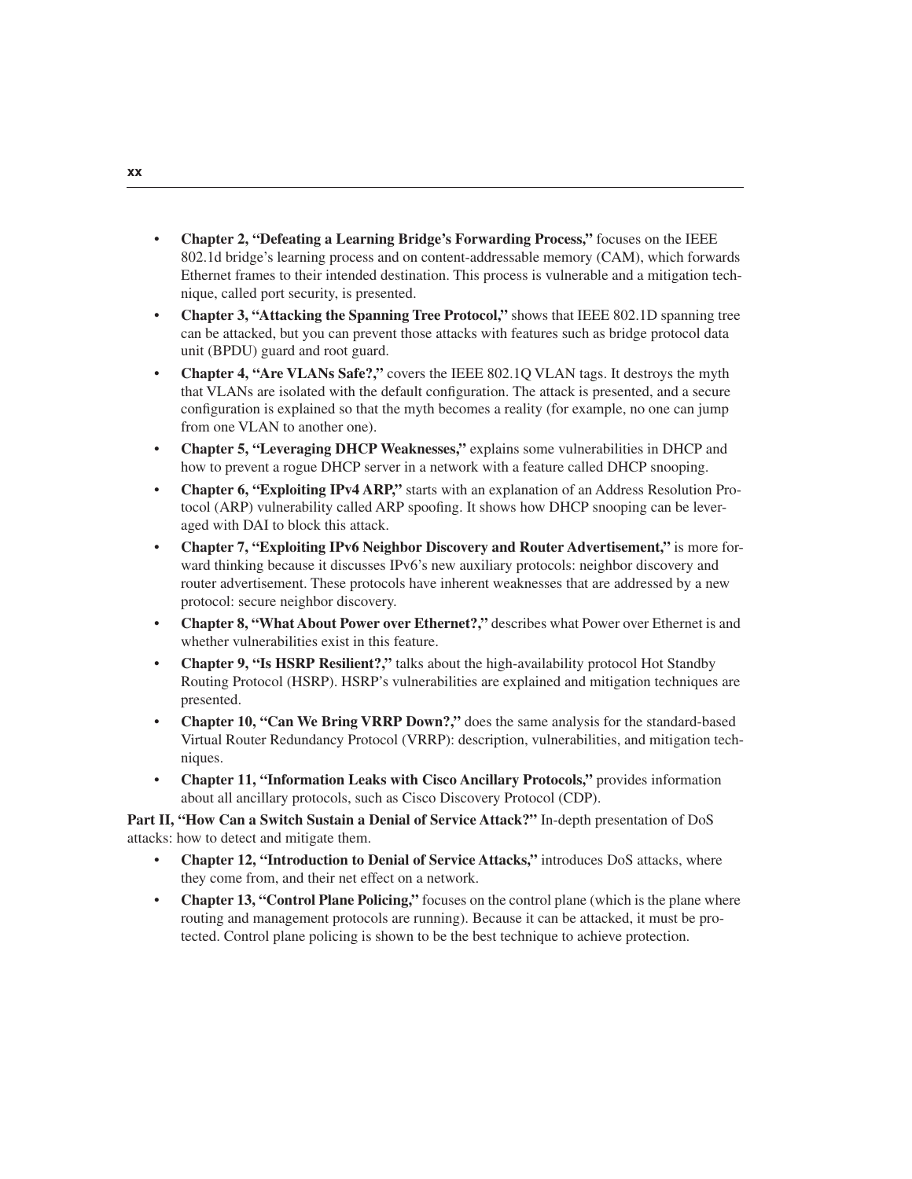- **Chapter 2, "Defeating a Learning Bridge's Forwarding Process,"** focuses on the IEEE 802.1d bridge's learning process and on content-addressable memory (CAM), which forwards Ethernet frames to their intended destination. This process is vulnerable and a mitigation technique, called port security, is presented.
- **Chapter 3, "Attacking the Spanning Tree Protocol,"** shows that IEEE 802.1D spanning tree can be attacked, but you can prevent those attacks with features such as bridge protocol data unit (BPDU) guard and root guard.
- **Chapter 4, "Are VLANs Safe?,"** covers the IEEE 802.1Q VLAN tags. It destroys the myth that VLANs are isolated with the default configuration. The attack is presented, and a secure configuration is explained so that the myth becomes a reality (for example, no one can jump from one VLAN to another one).
- **Chapter 5, "Leveraging DHCP Weaknesses,"** explains some vulnerabilities in DHCP and how to prevent a rogue DHCP server in a network with a feature called DHCP snooping.
- **Chapter 6, "Exploiting IPv4 ARP,"** starts with an explanation of an Address Resolution Protocol (ARP) vulnerability called ARP spoofing. It shows how DHCP snooping can be leveraged with DAI to block this attack.
- **Chapter 7, "Exploiting IPv6 Neighbor Discovery and Router Advertisement,"** is more forward thinking because it discusses IPv6's new auxiliary protocols: neighbor discovery and router advertisement. These protocols have inherent weaknesses that are addressed by a new protocol: secure neighbor discovery.
- **Chapter 8, "What About Power over Ethernet?,"** describes what Power over Ethernet is and whether vulnerabilities exist in this feature.
- **Chapter 9, "Is HSRP Resilient?,"** talks about the high-availability protocol Hot Standby Routing Protocol (HSRP). HSRP's vulnerabilities are explained and mitigation techniques are presented.
- **Chapter 10, "Can We Bring VRRP Down?,"** does the same analysis for the standard-based Virtual Router Redundancy Protocol (VRRP): description, vulnerabilities, and mitigation techniques.
- **Chapter 11, "Information Leaks with Cisco Ancillary Protocols,"** provides information about all ancillary protocols, such as Cisco Discovery Protocol (CDP).

**Part II, "How Can a Switch Sustain a Denial of Service Attack?"** In-depth presentation of DoS attacks: how to detect and mitigate them.

- **Chapter 12, "Introduction to Denial of Service Attacks,"** introduces DoS attacks, where they come from, and their net effect on a network.
- **Chapter 13, "Control Plane Policing,"** focuses on the control plane (which is the plane where routing and management protocols are running). Because it can be attacked, it must be protected. Control plane policing is shown to be the best technique to achieve protection.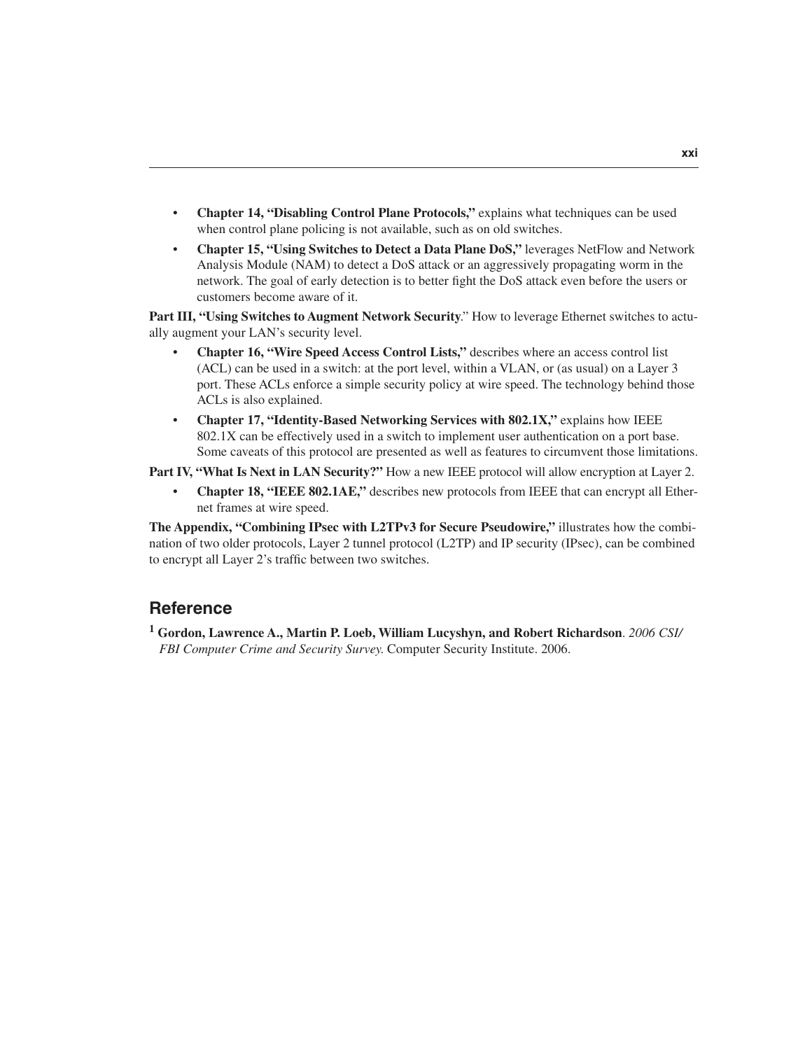- **Chapter 14, "Disabling Control Plane Protocols,"** explains what techniques can be used when control plane policing is not available, such as on old switches.
- **Chapter 15, "Using Switches to Detect a Data Plane DoS,"** leverages NetFlow and Network Analysis Module (NAM) to detect a DoS attack or an aggressively propagating worm in the network. The goal of early detection is to better fight the DoS attack even before the users or customers become aware of it.

**Part III, "Using Switches to Augment Network Security**." How to leverage Ethernet switches to actually augment your LAN's security level.

- **Chapter 16, "Wire Speed Access Control Lists,"** describes where an access control list (ACL) can be used in a switch: at the port level, within a VLAN, or (as usual) on a Layer 3 port. These ACLs enforce a simple security policy at wire speed. The technology behind those ACLs is also explained.
- **Chapter 17, "Identity-Based Networking Services with 802.1X,"** explains how IEEE 802.1X can be effectively used in a switch to implement user authentication on a port base. Some caveats of this protocol are presented as well as features to circumvent those limitations.

**Part IV, "What Is Next in LAN Security?"** How a new IEEE protocol will allow encryption at Layer 2.

- **Chapter 18, "IEEE 802.1AE,"** describes new protocols from IEEE that can encrypt all Ethernet frames at wire speed.

**The Appendix, "Combining IPsec with L2TPv3 for Secure Pseudowire,"** illustrates how the combination of two older protocols, Layer 2 tunnel protocol (L2TP) and IP security (IPsec), can be combined to encrypt all Layer 2's traffic between two switches.

## Reference

[1] **Gordon, Lawrence A., Martin P. Loeb, William Lucyshyn, and Robert Richardson**. *2006 CSI/FBI Computer Crime and Security Survey*. Computer Security Institute. 2006.